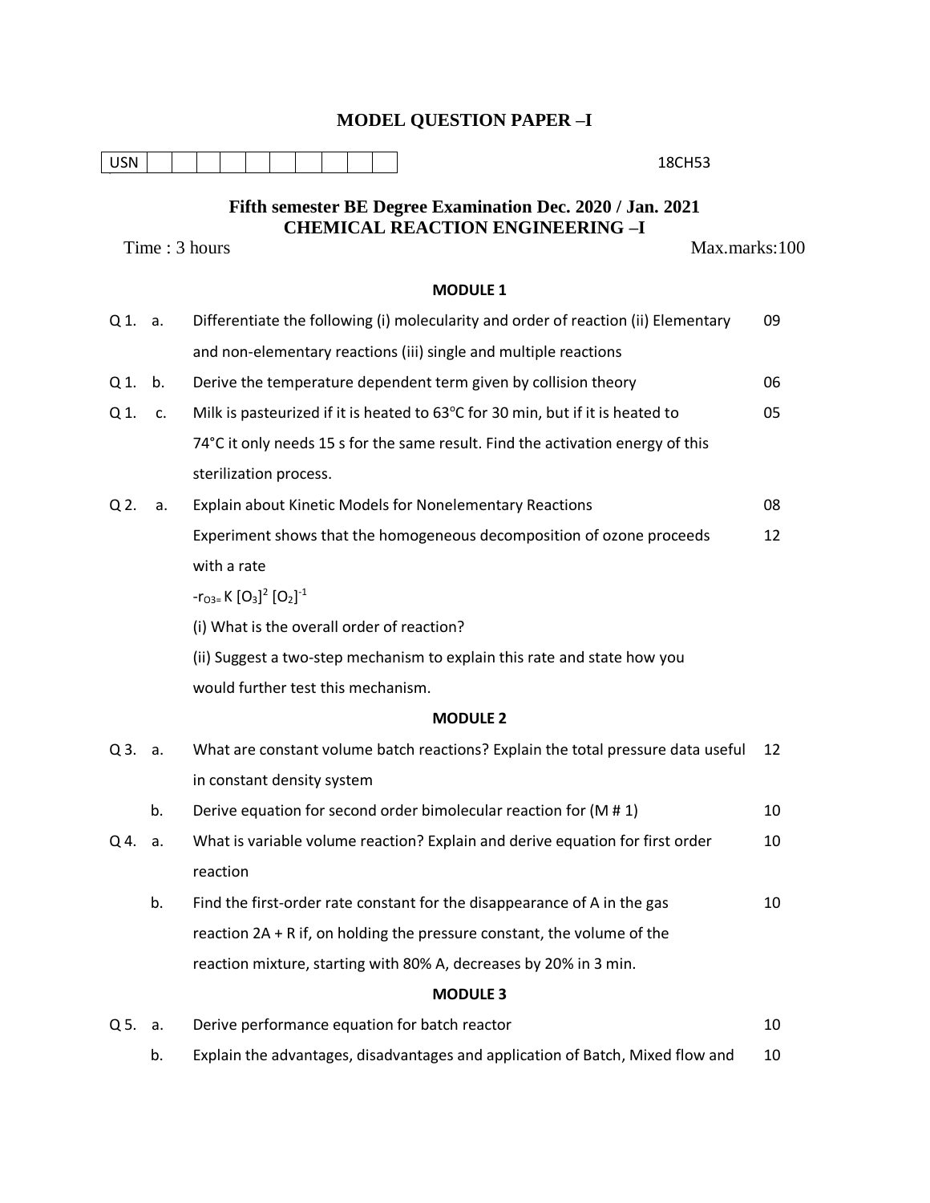# MODEL QUESTION PAPER –I

USN | | | | | | | | | | | 18CH53

## Fifth semester BE Degree Examination Dec. 2020 / Jan. 2021
## CHEMICAL REACTION ENGINEERING –I

Time : 3 hours Max.marks:100

### MODULE 1

| Q. No. | | Question | Marks |
|---|---|---|---|
| Q 1. | a. | Differentiate the following (i) molecularity and order of reaction (ii) Elementary and non-elementary reactions (iii) single and multiple reactions | 09 |
| Q 1. | b. | Derive the temperature dependent term given by collision theory | 06 |
| Q 1. | c. | Milk is pasteurized if it is heated to 63°C for 30 min, but if it is heated to 74°C it only needs 15 s for the same result. Find the activation energy of this sterilization process. | 05 |
| Q 2. | a. | Explain about Kinetic Models for Nonelementary Reactions | 08 |
| | | Experiment shows that the homogeneous decomposition of ozone proceeds with a rate $-r_{O_3} = K [O_3]^2 [O_2]^{-1}$ (i) What is the overall order of reaction? (ii) Suggest a two-step mechanism to explain this rate and state how you would further test this mechanism. | 12 |

### MODULE 2

| Q. No. | | Question | Marks |
|---|---|---|---|
| Q 3. | a. | What are constant volume batch reactions? Explain the total pressure data useful in constant density system | 12 |
| | b. | Derive equation for second order bimolecular reaction for (M # 1) | 10 |
| Q 4. | a. | What is variable volume reaction? Explain and derive equation for first order reaction | 10 |
| | b. | Find the first-order rate constant for the disappearance of A in the gas reaction 2A + R if, on holding the pressure constant, the volume of the reaction mixture, starting with 80% A, decreases by 20% in 3 min. | 10 |

### MODULE 3

| Q. No. | | Question | Marks |
|---|---|---|---|
| Q 5. | a. | Derive performance equation for batch reactor | 10 |
| | b. | Explain the advantages, disadvantages and application of Batch, Mixed flow and | 10 |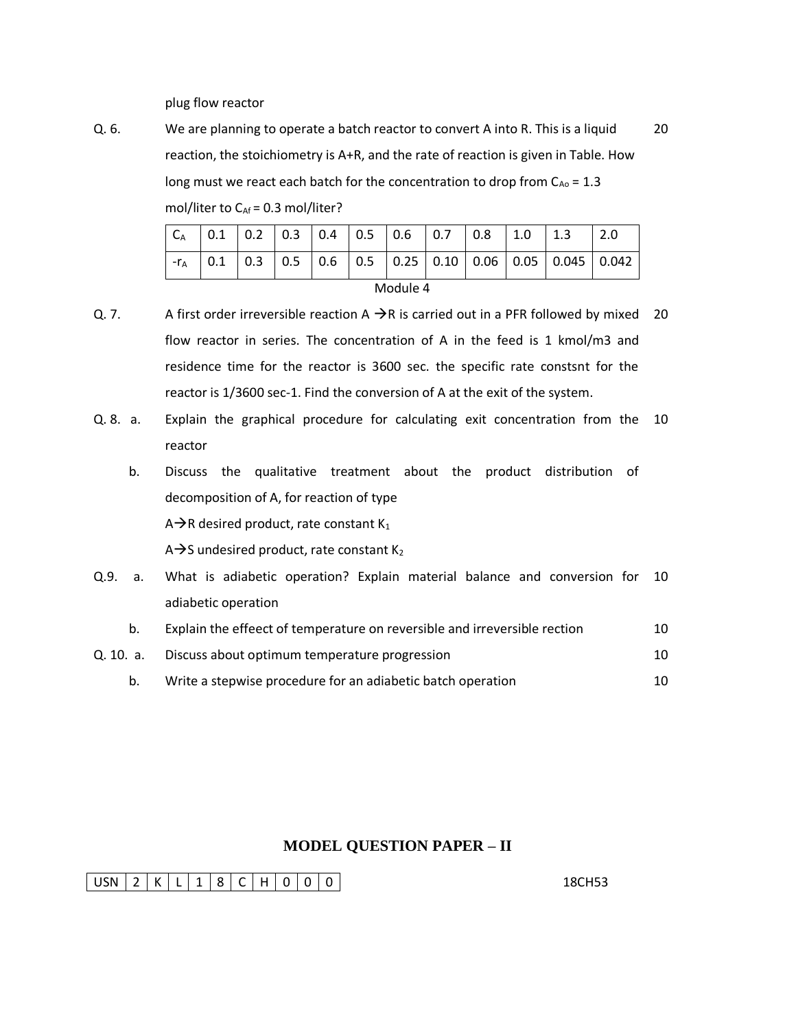plug flow reactor

Q. 6. We are planning to operate a batch reactor to convert A into R. This is a liquid reaction, the stoichiometry is A+R, and the rate of reaction is given in Table. How long must we react each batch for the concentration to drop from $C_{Ao}$ = 1.3 mol/liter to $C_{Af}$ = 0.3 mol/liter? **20**

| $C_A$ | 0.1 | 0.2 | 0.3 | 0.4 | 0.5 | 0.6 | 0.7 | 0.8 | 1.0 | 1.3 | 2.0 |
|---|---|---|---|---|---|---|---|---|---|---|---|
| $-r_A$ | 0.1 | 0.3 | 0.5 | 0.6 | 0.5 | 0.25 | 0.10 | 0.06 | 0.05 | 0.045 | 0.042 |

## Module 4

Q. 7. A first order irreversible reaction A → R is carried out in a PFR followed by mixed flow reactor in series. The concentration of A in the feed is 1 kmol/m3 and residence time for the reactor is 3600 sec. the specific rate constsnt for the reactor is 1/3600 sec-1. Find the conversion of A at the exit of the system. **20**

Q. 8. a. Explain the graphical procedure for calculating exit concentration from the reactor **10**

b. Discuss the qualitative treatment about the product distribution of decomposition of A, for reaction of type

A → R desired product, rate constant $K_1$

A → S undesired product, rate constant $K_2$

Q.9. a. What is adiabetic operation? Explain material balance and conversion for adiabetic operation **10**

b. Explain the effect of temperature on reversible and irreversible rection **10**

Q. 10. a. Discuss about optimum temperature progression **10**

b. Write a stepwise procedure for an adiabetic batch operation **10**

## MODEL QUESTION PAPER – II

| USN | 2 | K | L | 1 | 8 | C | H | 0 | 0 | 0 |
|---|---|---|---|---|---|---|---|---|---|---|

18CH53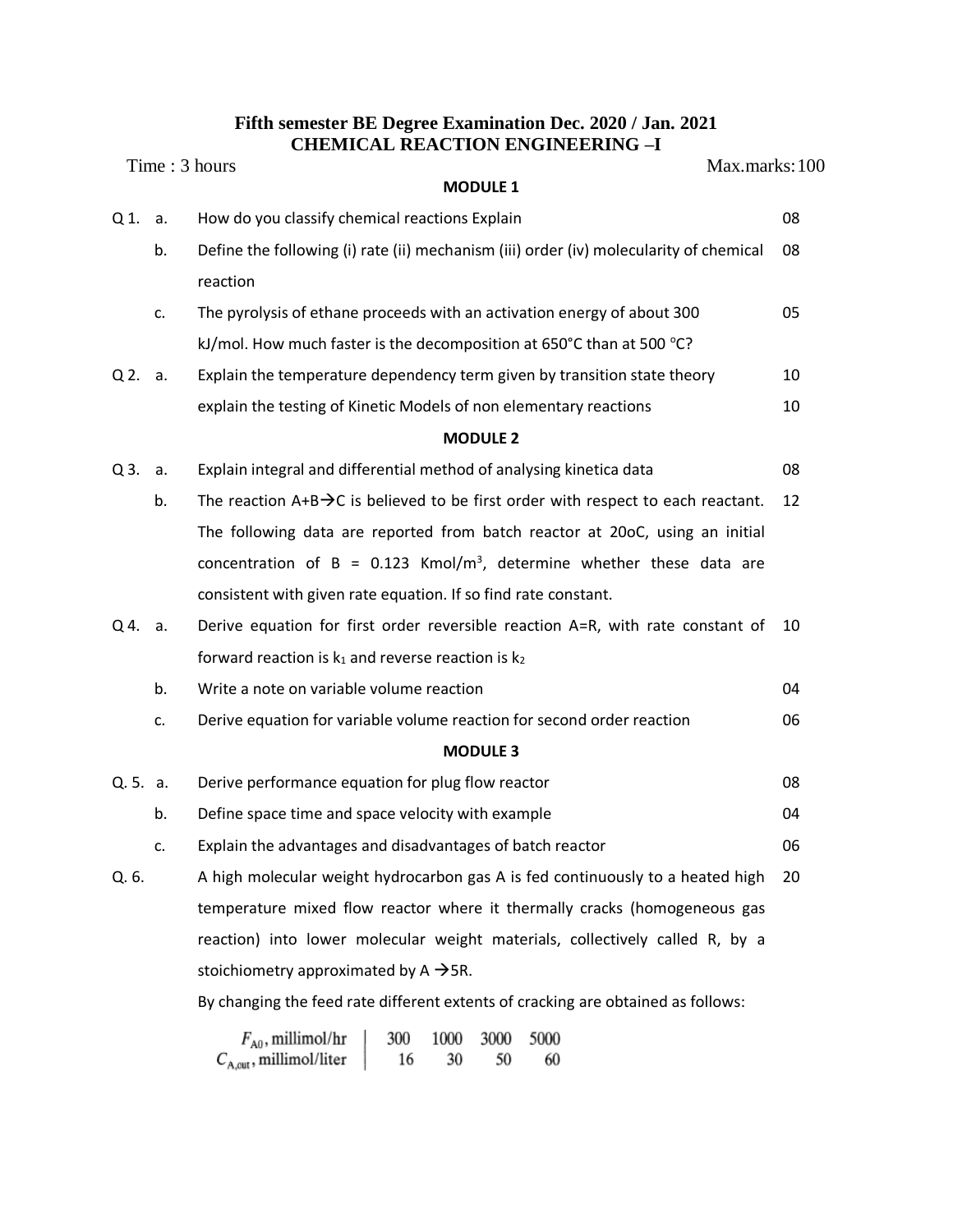# Fifth semester BE Degree Examination Dec. 2020 / Jan. 2021

## CHEMICAL REACTION ENGINEERING –I

Time : 3 hours Max.marks: 100

### MODULE 1

| Q. No. | | Question | Marks |
|---|---|---|---|
| Q 1. | a. | How do you classify chemical reactions Explain | 08 |
| | b. | Define the following (i) rate (ii) mechanism (iii) order (iv) molecularity of chemical reaction | 08 |
| | c. | The pyrolysis of ethane proceeds with an activation energy of about 300 kJ/mol. How much faster is the decomposition at 650°C than at 500 °C? | 05 |
| Q 2. | a. | Explain the temperature dependency term given by transition state theory | 10 |
| | | explain the testing of Kinetic Models of non elementary reactions | 10 |

### MODULE 2

| Q. No. | | Question | Marks |
|---|---|---|---|
| Q 3. | a. | Explain integral and differential method of analysing kinetica data | 08 |
| | b. | The reaction A+B→C is believed to be first order with respect to each reactant. The following data are reported from batch reactor at 20oC, using an initial concentration of B = 0.123 Kmol/m$^3$, determine whether these data are consistent with given rate equation. If so find rate constant. | 12 |
| Q 4. | a. | Derive equation for first order reversible reaction A=R, with rate constant of forward reaction is $k_1$ and reverse reaction is $k_2$ | 10 |
| | b. | Write a note on variable volume reaction | 04 |
| | c. | Derive equation for variable volume reaction for second order reaction | 06 |

### MODULE 3

| Q. No. | | Question | Marks |
|---|---|---|---|
| Q. 5. | a. | Derive performance equation for plug flow reactor | 08 |
| | b. | Define space time and space velocity with example | 04 |
| | c. | Explain the advantages and disadvantages of batch reactor | 06 |
| Q. 6. | | A high molecular weight hydrocarbon gas A is fed continuously to a heated high temperature mixed flow reactor where it thermally cracks (homogeneous gas reaction) into lower molecular weight materials, collectively called R, by a stoichiometry approximated by A →5R. By changing the feed rate different extents of cracking are obtained as follows: | 20 |

| $F_{A0}$, millimol/hr | 300 | 1000 | 3000 | 5000 |
|---|---|---|---|---|
| $C_{A,out}$, millimol/liter | 16 | 30 | 50 | 60 |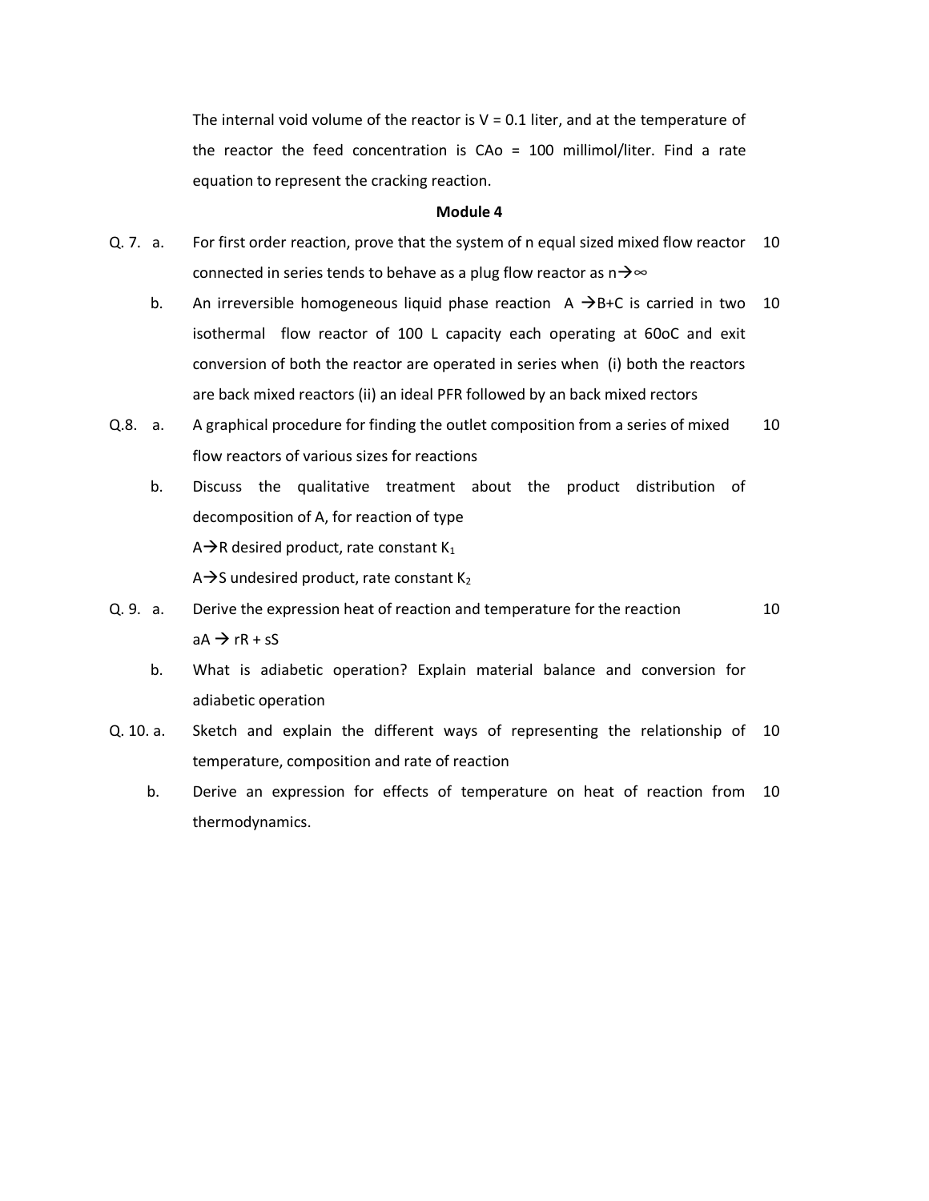The internal void volume of the reactor is V = 0.1 liter, and at the temperature of the reactor the feed concentration is CAo = 100 millimol/liter. Find a rate equation to represent the cracking reaction.

**Module 4**

Q. 7. a. For first order reaction, prove that the system of n equal sized mixed flow reactor connected in series tends to behave as a plug flow reactor as n→∞ — 10

b. An irreversible homogeneous liquid phase reaction A →B+C is carried in two isothermal flow reactor of 100 L capacity each operating at 60oC and exit conversion of both the reactor are operated in series when (i) both the reactors are back mixed reactors (ii) an ideal PFR followed by an back mixed rectors — 10

Q.8. a. A graphical procedure for finding the outlet composition from a series of mixed flow reactors of various sizes for reactions — 10

b. Discuss the qualitative treatment about the product distribution of decomposition of A, for reaction of type

A→R desired product, rate constant $K_1$

A→S undesired product, rate constant $K_2$

Q. 9. a. Derive the expression heat of reaction and temperature for the reaction — 10

aA → rR + sS

b. What is adiabetic operation? Explain material balance and conversion for adiabetic operation

Q. 10. a. Sketch and explain the different ways of representing the relationship of temperature, composition and rate of reaction — 10

b. Derive an expression for effects of temperature on heat of reaction from thermodynamics. — 10